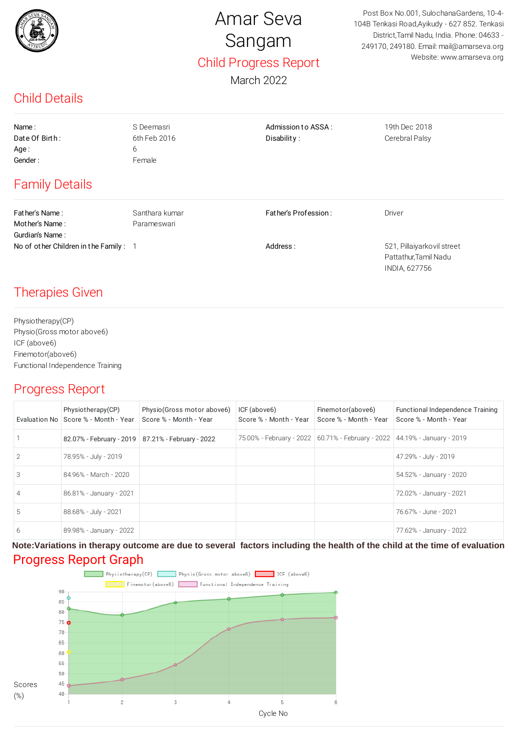# Amar Seva Sangam

## Child Progress Report

March 2022

Post Box No.001, SulochanaGardens, 10-4-104B Tenkasi Road,Ayikudy - 627 852. Tenkasi District,Tamil Nadu, India. Phone: 04633 - 249170, 249180. Email: mail@amarseva.org Website: www.amarseva.org

## Child Details

| | | | |
|---|---|---|---|
| Name : | S Deemasri | Admission to ASSA : | 19th Dec 2018 |
| Date Of Birth : | 6th Feb 2016 | Disability : | Cerebral Palsy |
| Age : | 6 | | |
| Gender : | Female | | |

## Family Details

| | | | |
|---|---|---|---|
| Father's Name : | Santhara kumar | Father's Profession : | Driver |
| Mother's Name : | Parameswari | | |
| Gurdian's Name : | | | |
| No of other Children in the Family : | 1 | Address : | 521, Pillaiyarkovil street Pattathur,Tamil Nadu INDIA, 627756 |

## Therapies Given

Physiotherapy(CP)
Physio(Gross motor above6)
ICF (above6)
Finemotor(above6)
Functional Independence Training

## Progress Report

| Evaluation No | Physiotherapy(CP) Score % - Month - Year | Physio(Gross motor above6) Score % - Month - Year | ICF (above6) Score % - Month - Year | Finemotor(above6) Score % - Month - Year | Functional Independence Training Score % - Month - Year |
|---|---|---|---|---|---|
| 1 | 82.07% - February - 2019 | 87.21% - February - 2022 | 75.00% - February - 2022 | 60.71% - February - 2022 | 44.19% - January - 2019 |
| 2 | 78.95% - July - 2019 | | | | 47.29% - July - 2019 |
| 3 | 84.96% - March - 2020 | | | | 54.52% - January - 2020 |
| 4 | 86.81% - January - 2021 | | | | 72.02% - January - 2021 |
| 5 | 88.68% - July - 2021 | | | | 76.67% - June - 2021 |
| 6 | 89.98% - January - 2022 | | | | 77.62% - January - 2022 |

**Note:Variations in therapy outcome are due to several factors including the health of the child at the time of evaluation**

## Progress Report Graph

Physiotherapy(CP) | Physio(Gross motor above6) | ICF (above6) | Finemotor(above6) | Functional Independence Training

Scores (%)

Cycle No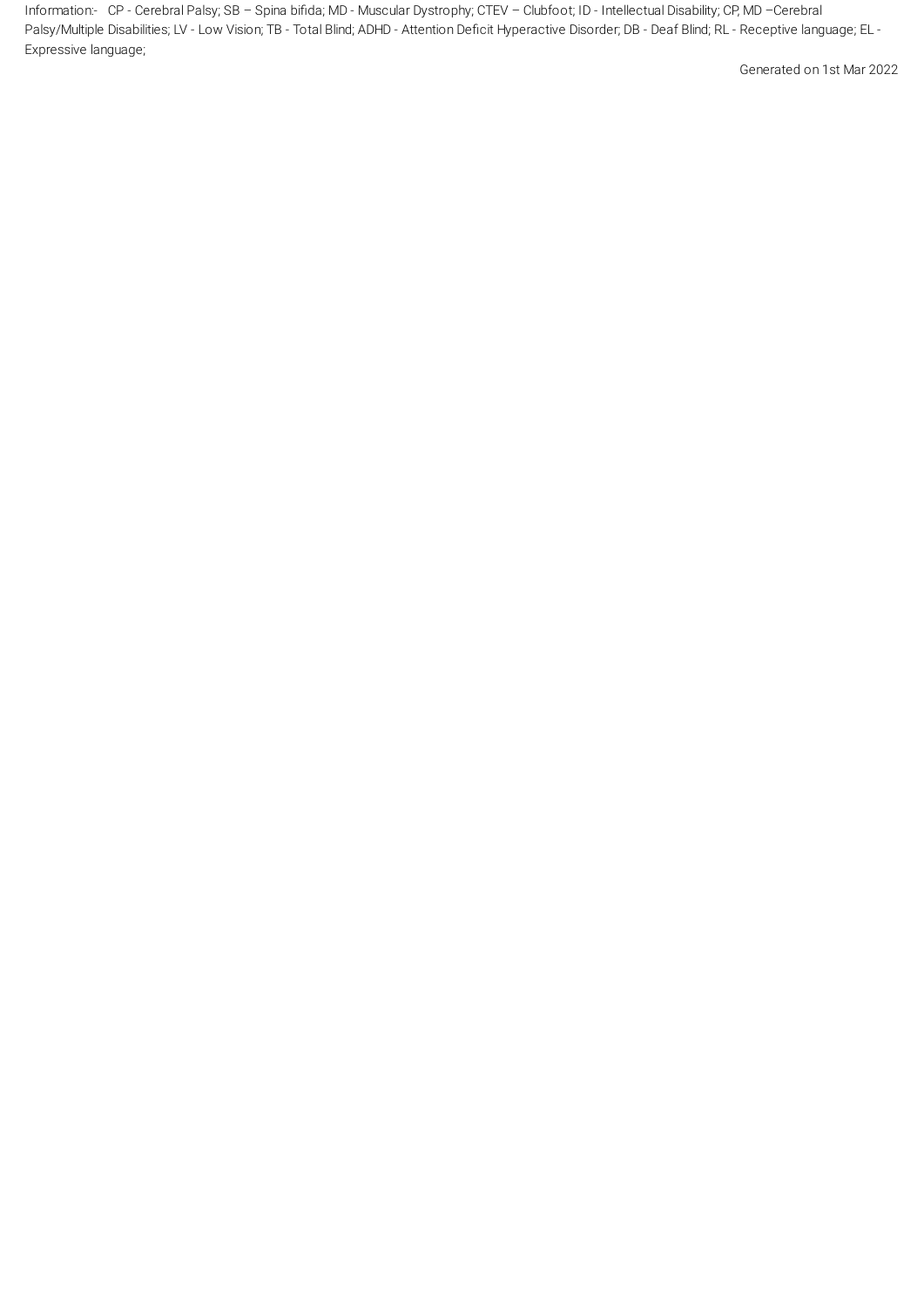Information:- CP - Cerebral Palsy; SB – Spina bifida; MD - Muscular Dystrophy; CTEV – Clubfoot; ID - Intellectual Disability; CP, MD –Cerebral Palsy/Multiple Disabilities; LV - Low Vision; TB - Total Blind; ADHD - Attention Deficit Hyperactive Disorder; DB - Deaf Blind; RL - Receptive language; EL - Expressive language;

Generated on 1st Mar 2022